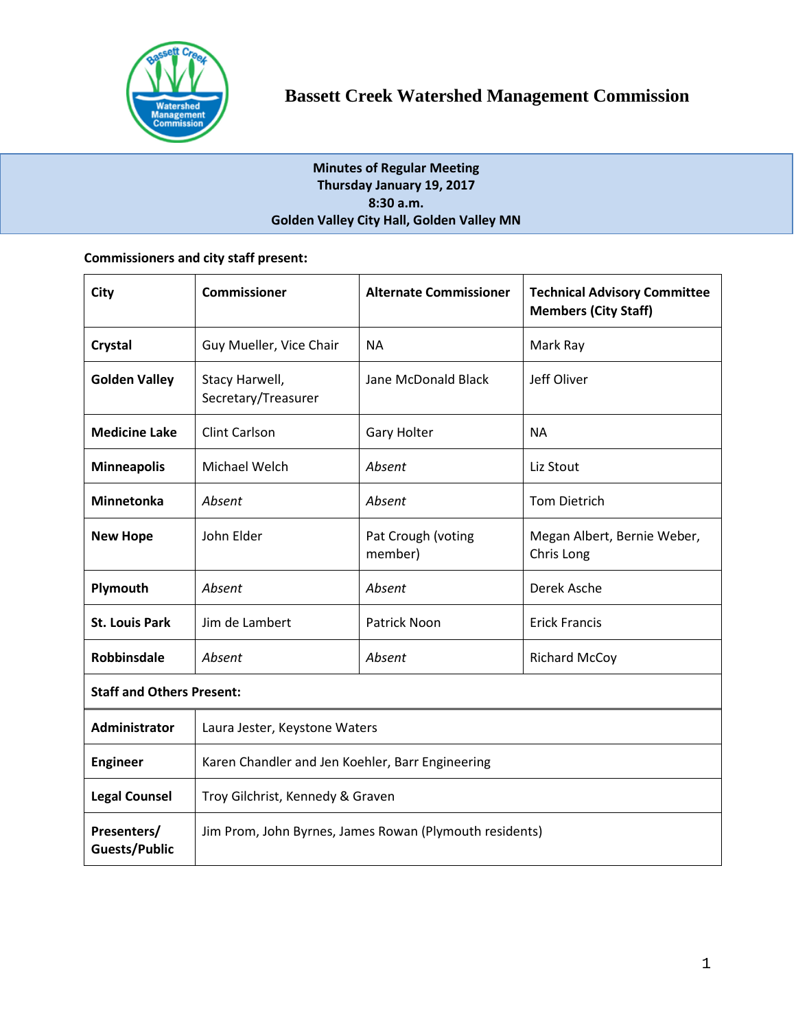# Bassett Creek Watershed Management Commission

**Minutes of Regular Meeting**
**Thursday January 19, 2017**
**8:30 a.m.**
**Golden Valley City Hall, Golden Valley MN**

**Commissioners and city staff present:**

| City | Commissioner | Alternate Commissioner | Technical Advisory Committee Members (City Staff) |
|---|---|---|---|
| **Crystal** | Guy Mueller, Vice Chair | NA | Mark Ray |
| **Golden Valley** | Stacy Harwell, Secretary/Treasurer | Jane McDonald Black | Jeff Oliver |
| **Medicine Lake** | Clint Carlson | Gary Holter | NA |
| **Minneapolis** | Michael Welch | *Absent* | Liz Stout |
| **Minnetonka** | *Absent* | *Absent* | Tom Dietrich |
| **New Hope** | John Elder | Pat Crough (voting member) | Megan Albert, Bernie Weber, Chris Long |
| **Plymouth** | *Absent* | *Absent* | Derek Asche |
| **St. Louis Park** | Jim de Lambert | Patrick Noon | Erick Francis |
| **Robbinsdale** | *Absent* | *Absent* | Richard McCoy |
| **Staff and Others Present:** | | | |
| **Administrator** | Laura Jester, Keystone Waters | | |
| **Engineer** | Karen Chandler and Jen Koehler, Barr Engineering | | |
| **Legal Counsel** | Troy Gilchrist, Kennedy & Graven | | |
| **Presenters/ Guests/Public** | Jim Prom, John Byrnes, James Rowan (Plymouth residents) | | |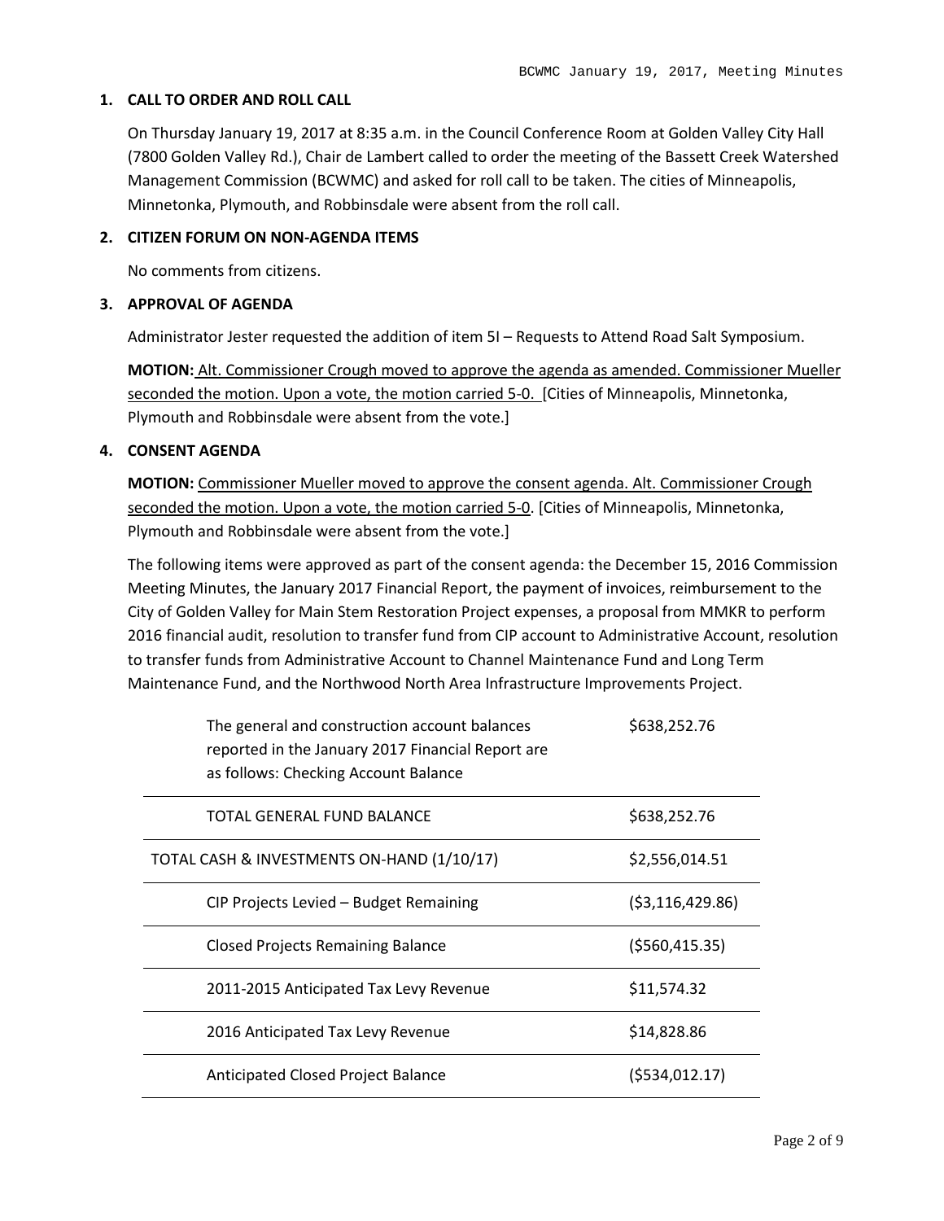## 1. CALL TO ORDER AND ROLL CALL

On Thursday January 19, 2017 at 8:35 a.m. in the Council Conference Room at Golden Valley City Hall (7800 Golden Valley Rd.), Chair de Lambert called to order the meeting of the Bassett Creek Watershed Management Commission (BCWMC) and asked for roll call to be taken. The cities of Minneapolis, Minnetonka, Plymouth, and Robbinsdale were absent from the roll call.

## 2. CITIZEN FORUM ON NON-AGENDA ITEMS

No comments from citizens.

## 3. APPROVAL OF AGENDA

Administrator Jester requested the addition of item 5I – Requests to Attend Road Salt Symposium.

**MOTION:** Alt. Commissioner Crough moved to approve the agenda as amended. Commissioner Mueller seconded the motion. Upon a vote, the motion carried 5-0. [Cities of Minneapolis, Minnetonka, Plymouth and Robbinsdale were absent from the vote.]

## 4. CONSENT AGENDA

**MOTION:** Commissioner Mueller moved to approve the consent agenda. Alt. Commissioner Crough seconded the motion. Upon a vote, the motion carried 5-0. [Cities of Minneapolis, Minnetonka, Plymouth and Robbinsdale were absent from the vote.]

The following items were approved as part of the consent agenda: the December 15, 2016 Commission Meeting Minutes, the January 2017 Financial Report, the payment of invoices, reimbursement to the City of Golden Valley for Main Stem Restoration Project expenses, a proposal from MMKR to perform 2016 financial audit, resolution to transfer fund from CIP account to Administrative Account, resolution to transfer funds from Administrative Account to Channel Maintenance Fund and Long Term Maintenance Fund, and the Northwood North Area Infrastructure Improvements Project.

| | |
|---|---|
| The general and construction account balances reported in the January 2017 Financial Report are as follows: Checking Account Balance | $638,252.76 |
| TOTAL GENERAL FUND BALANCE | $638,252.76 |
| TOTAL CASH & INVESTMENTS ON-HAND (1/10/17) | $2,556,014.51 |
| CIP Projects Levied – Budget Remaining | ($3,116,429.86) |
| Closed Projects Remaining Balance | ($560,415.35) |
| 2011-2015 Anticipated Tax Levy Revenue | $11,574.32 |
| 2016 Anticipated Tax Levy Revenue | $14,828.86 |
| Anticipated Closed Project Balance | ($534,012.17) |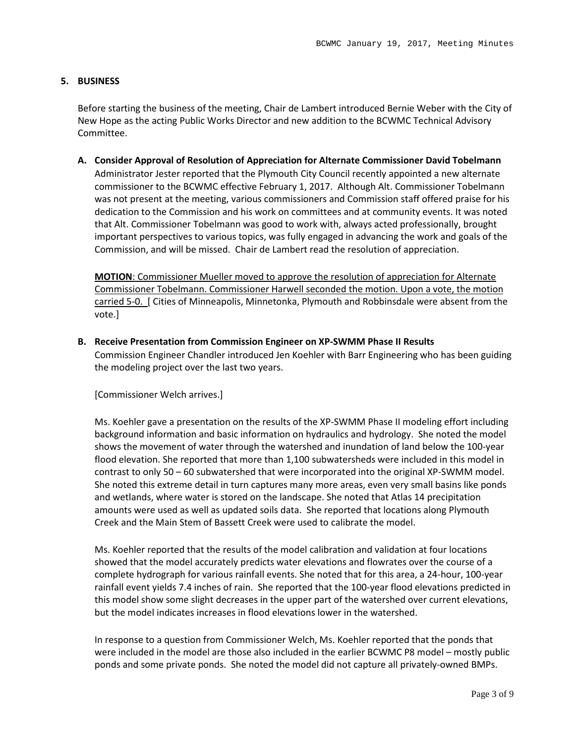## 5. BUSINESS

Before starting the business of the meeting, Chair de Lambert introduced Bernie Weber with the City of New Hope as the acting Public Works Director and new addition to the BCWMC Technical Advisory Committee.

### A. Consider Approval of Resolution of Appreciation for Alternate Commissioner David Tobelmann

Administrator Jester reported that the Plymouth City Council recently appointed a new alternate commissioner to the BCWMC effective February 1, 2017. Although Alt. Commissioner Tobelmann was not present at the meeting, various commissioners and Commission staff offered praise for his dedication to the Commission and his work on committees and at community events. It was noted that Alt. Commissioner Tobelmann was good to work with, always acted professionally, brought important perspectives to various topics, was fully engaged in advancing the work and goals of the Commission, and will be missed. Chair de Lambert read the resolution of appreciation.

**MOTION**: Commissioner Mueller moved to approve the resolution of appreciation for Alternate Commissioner Tobelmann. Commissioner Harwell seconded the motion. Upon a vote, the motion carried 5-0. [ Cities of Minneapolis, Minnetonka, Plymouth and Robbinsdale were absent from the vote.]

### B. Receive Presentation from Commission Engineer on XP-SWMM Phase II Results

Commission Engineer Chandler introduced Jen Koehler with Barr Engineering who has been guiding the modeling project over the last two years.

[Commissioner Welch arrives.]

Ms. Koehler gave a presentation on the results of the XP-SWMM Phase II modeling effort including background information and basic information on hydraulics and hydrology. She noted the model shows the movement of water through the watershed and inundation of land below the 100-year flood elevation. She reported that more than 1,100 subwatersheds were included in this model in contrast to only 50 – 60 subwatershed that were incorporated into the original XP-SWMM model. She noted this extreme detail in turn captures many more areas, even very small basins like ponds and wetlands, where water is stored on the landscape. She noted that Atlas 14 precipitation amounts were used as well as updated soils data. She reported that locations along Plymouth Creek and the Main Stem of Bassett Creek were used to calibrate the model.

Ms. Koehler reported that the results of the model calibration and validation at four locations showed that the model accurately predicts water elevations and flowrates over the course of a complete hydrograph for various rainfall events. She noted that for this area, a 24-hour, 100-year rainfall event yields 7.4 inches of rain. She reported that the 100-year flood elevations predicted in this model show some slight decreases in the upper part of the watershed over current elevations, but the model indicates increases in flood elevations lower in the watershed.

In response to a question from Commissioner Welch, Ms. Koehler reported that the ponds that were included in the model are those also included in the earlier BCWMC P8 model – mostly public ponds and some private ponds. She noted the model did not capture all privately-owned BMPs.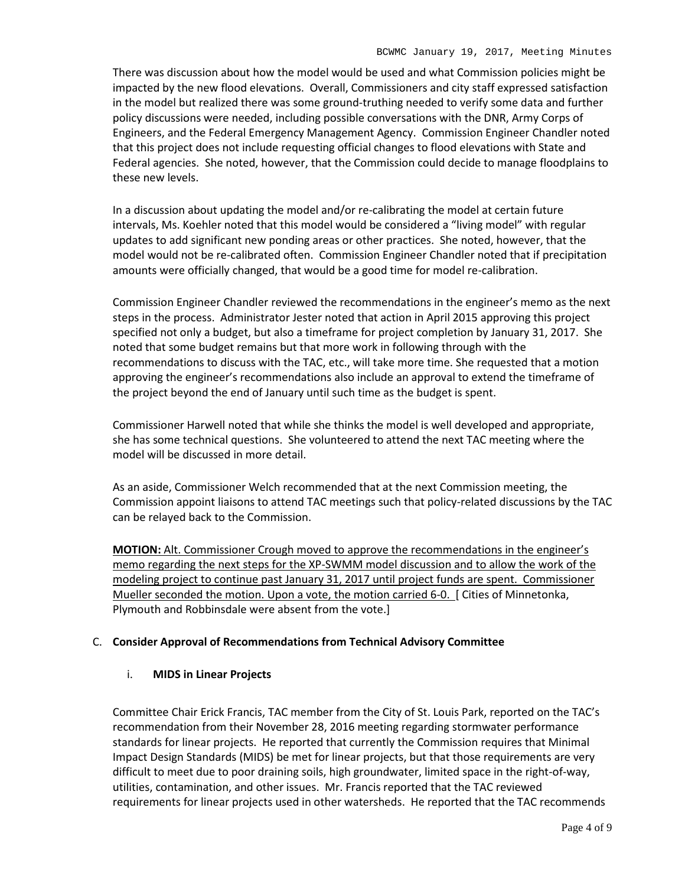There was discussion about how the model would be used and what Commission policies might be impacted by the new flood elevations. Overall, Commissioners and city staff expressed satisfaction in the model but realized there was some ground-truthing needed to verify some data and further policy discussions were needed, including possible conversations with the DNR, Army Corps of Engineers, and the Federal Emergency Management Agency. Commission Engineer Chandler noted that this project does not include requesting official changes to flood elevations with State and Federal agencies. She noted, however, that the Commission could decide to manage floodplains to these new levels.

In a discussion about updating the model and/or re-calibrating the model at certain future intervals, Ms. Koehler noted that this model would be considered a "living model" with regular updates to add significant new ponding areas or other practices. She noted, however, that the model would not be re-calibrated often. Commission Engineer Chandler noted that if precipitation amounts were officially changed, that would be a good time for model re-calibration.

Commission Engineer Chandler reviewed the recommendations in the engineer's memo as the next steps in the process. Administrator Jester noted that action in April 2015 approving this project specified not only a budget, but also a timeframe for project completion by January 31, 2017. She noted that some budget remains but that more work in following through with the recommendations to discuss with the TAC, etc., will take more time. She requested that a motion approving the engineer's recommendations also include an approval to extend the timeframe of the project beyond the end of January until such time as the budget is spent.

Commissioner Harwell noted that while she thinks the model is well developed and appropriate, she has some technical questions. She volunteered to attend the next TAC meeting where the model will be discussed in more detail.

As an aside, Commissioner Welch recommended that at the next Commission meeting, the Commission appoint liaisons to attend TAC meetings such that policy-related discussions by the TAC can be relayed back to the Commission.

**MOTION:** Alt. Commissioner Crough moved to approve the recommendations in the engineer's memo regarding the next steps for the XP-SWMM model discussion and to allow the work of the modeling project to continue past January 31, 2017 until project funds are spent. Commissioner Mueller seconded the motion. Upon a vote, the motion carried 6-0. [ Cities of Minnetonka, Plymouth and Robbinsdale were absent from the vote.]

C. **Consider Approval of Recommendations from Technical Advisory Committee**

i. **MIDS in Linear Projects**

Committee Chair Erick Francis, TAC member from the City of St. Louis Park, reported on the TAC's recommendation from their November 28, 2016 meeting regarding stormwater performance standards for linear projects. He reported that currently the Commission requires that Minimal Impact Design Standards (MIDS) be met for linear projects, but that those requirements are very difficult to meet due to poor draining soils, high groundwater, limited space in the right-of-way, utilities, contamination, and other issues. Mr. Francis reported that the TAC reviewed requirements for linear projects used in other watersheds. He reported that the TAC recommends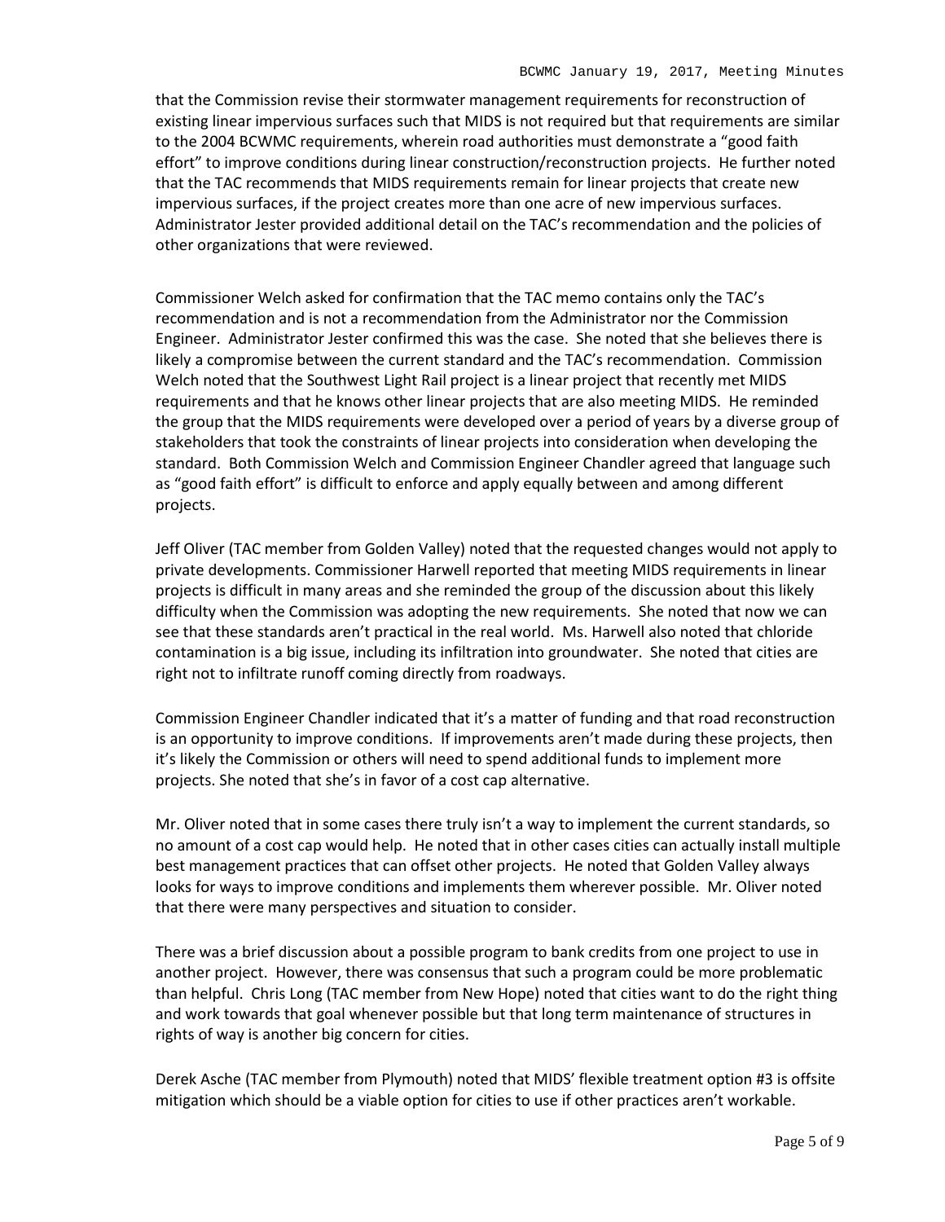that the Commission revise their stormwater management requirements for reconstruction of existing linear impervious surfaces such that MIDS is not required but that requirements are similar to the 2004 BCWMC requirements, wherein road authorities must demonstrate a "good faith effort" to improve conditions during linear construction/reconstruction projects. He further noted that the TAC recommends that MIDS requirements remain for linear projects that create new impervious surfaces, if the project creates more than one acre of new impervious surfaces. Administrator Jester provided additional detail on the TAC's recommendation and the policies of other organizations that were reviewed.

Commissioner Welch asked for confirmation that the TAC memo contains only the TAC's recommendation and is not a recommendation from the Administrator nor the Commission Engineer. Administrator Jester confirmed this was the case. She noted that she believes there is likely a compromise between the current standard and the TAC's recommendation. Commission Welch noted that the Southwest Light Rail project is a linear project that recently met MIDS requirements and that he knows other linear projects that are also meeting MIDS. He reminded the group that the MIDS requirements were developed over a period of years by a diverse group of stakeholders that took the constraints of linear projects into consideration when developing the standard. Both Commission Welch and Commission Engineer Chandler agreed that language such as "good faith effort" is difficult to enforce and apply equally between and among different projects.

Jeff Oliver (TAC member from Golden Valley) noted that the requested changes would not apply to private developments. Commissioner Harwell reported that meeting MIDS requirements in linear projects is difficult in many areas and she reminded the group of the discussion about this likely difficulty when the Commission was adopting the new requirements. She noted that now we can see that these standards aren't practical in the real world. Ms. Harwell also noted that chloride contamination is a big issue, including its infiltration into groundwater. She noted that cities are right not to infiltrate runoff coming directly from roadways.

Commission Engineer Chandler indicated that it's a matter of funding and that road reconstruction is an opportunity to improve conditions. If improvements aren't made during these projects, then it's likely the Commission or others will need to spend additional funds to implement more projects. She noted that she's in favor of a cost cap alternative.

Mr. Oliver noted that in some cases there truly isn't a way to implement the current standards, so no amount of a cost cap would help. He noted that in other cases cities can actually install multiple best management practices that can offset other projects. He noted that Golden Valley always looks for ways to improve conditions and implements them wherever possible. Mr. Oliver noted that there were many perspectives and situation to consider.

There was a brief discussion about a possible program to bank credits from one project to use in another project. However, there was consensus that such a program could be more problematic than helpful. Chris Long (TAC member from New Hope) noted that cities want to do the right thing and work towards that goal whenever possible but that long term maintenance of structures in rights of way is another big concern for cities.

Derek Asche (TAC member from Plymouth) noted that MIDS' flexible treatment option #3 is offsite mitigation which should be a viable option for cities to use if other practices aren't workable.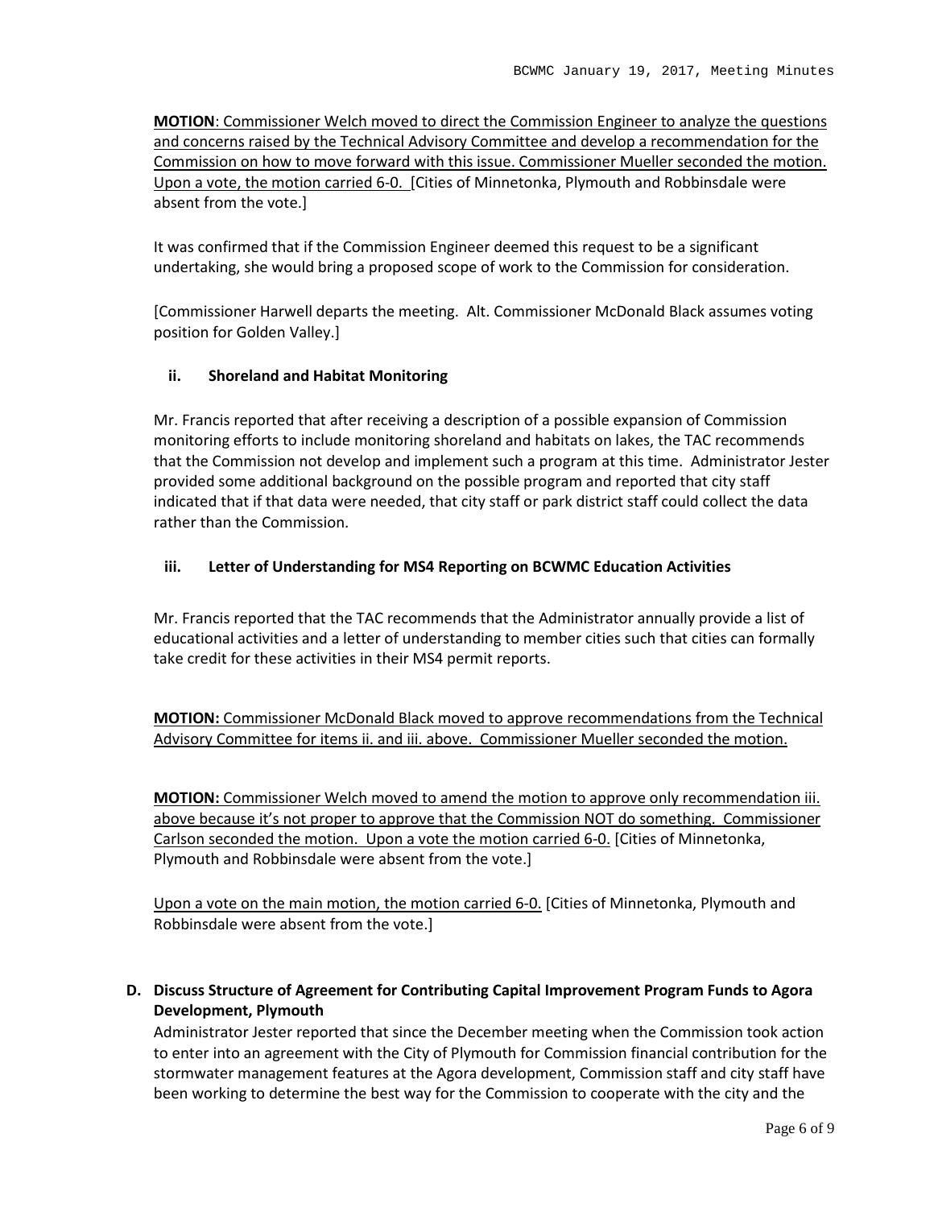**MOTION**: Commissioner Welch moved to direct the Commission Engineer to analyze the questions and concerns raised by the Technical Advisory Committee and develop a recommendation for the Commission on how to move forward with this issue. Commissioner Mueller seconded the motion. Upon a vote, the motion carried 6-0. [Cities of Minnetonka, Plymouth and Robbinsdale were absent from the vote.]

It was confirmed that if the Commission Engineer deemed this request to be a significant undertaking, she would bring a proposed scope of work to the Commission for consideration.

[Commissioner Harwell departs the meeting. Alt. Commissioner McDonald Black assumes voting position for Golden Valley.]

**ii. Shoreland and Habitat Monitoring**

Mr. Francis reported that after receiving a description of a possible expansion of Commission monitoring efforts to include monitoring shoreland and habitats on lakes, the TAC recommends that the Commission not develop and implement such a program at this time. Administrator Jester provided some additional background on the possible program and reported that city staff indicated that if that data were needed, that city staff or park district staff could collect the data rather than the Commission.

**iii. Letter of Understanding for MS4 Reporting on BCWMC Education Activities**

Mr. Francis reported that the TAC recommends that the Administrator annually provide a list of educational activities and a letter of understanding to member cities such that cities can formally take credit for these activities in their MS4 permit reports.

**MOTION:** Commissioner McDonald Black moved to approve recommendations from the Technical Advisory Committee for items ii. and iii. above. Commissioner Mueller seconded the motion.

**MOTION:** Commissioner Welch moved to amend the motion to approve only recommendation iii. above because it's not proper to approve that the Commission NOT do something. Commissioner Carlson seconded the motion. Upon a vote the motion carried 6-0. [Cities of Minnetonka, Plymouth and Robbinsdale were absent from the vote.]

Upon a vote on the main motion, the motion carried 6-0. [Cities of Minnetonka, Plymouth and Robbinsdale were absent from the vote.]

**D. Discuss Structure of Agreement for Contributing Capital Improvement Program Funds to Agora Development, Plymouth**

Administrator Jester reported that since the December meeting when the Commission took action to enter into an agreement with the City of Plymouth for Commission financial contribution for the stormwater management features at the Agora development, Commission staff and city staff have been working to determine the best way for the Commission to cooperate with the city and the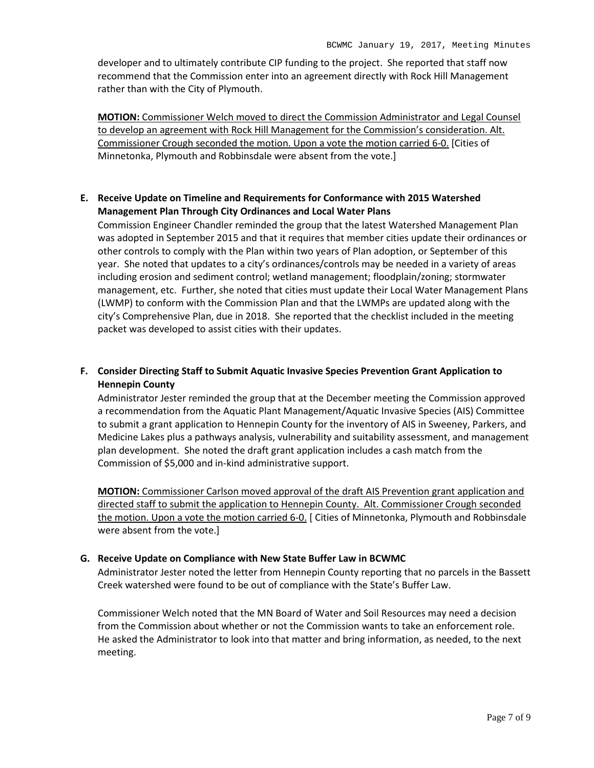developer and to ultimately contribute CIP funding to the project. She reported that staff now recommend that the Commission enter into an agreement directly with Rock Hill Management rather than with the City of Plymouth.

**MOTION:** <u>Commissioner Welch moved to direct the Commission Administrator and Legal Counsel to develop an agreement with Rock Hill Management for the Commission's consideration. Alt. Commissioner Crough seconded the motion. Upon a vote the motion carried 6-0.</u> [Cities of Minnetonka, Plymouth and Robbinsdale were absent from the vote.]

**E. Receive Update on Timeline and Requirements for Conformance with 2015 Watershed Management Plan Through City Ordinances and Local Water Plans**

Commission Engineer Chandler reminded the group that the latest Watershed Management Plan was adopted in September 2015 and that it requires that member cities update their ordinances or other controls to comply with the Plan within two years of Plan adoption, or September of this year. She noted that updates to a city's ordinances/controls may be needed in a variety of areas including erosion and sediment control; wetland management; floodplain/zoning; stormwater management, etc. Further, she noted that cities must update their Local Water Management Plans (LWMP) to conform with the Commission Plan and that the LWMPs are updated along with the city's Comprehensive Plan, due in 2018. She reported that the checklist included in the meeting packet was developed to assist cities with their updates.

**F. Consider Directing Staff to Submit Aquatic Invasive Species Prevention Grant Application to Hennepin County**

Administrator Jester reminded the group that at the December meeting the Commission approved a recommendation from the Aquatic Plant Management/Aquatic Invasive Species (AIS) Committee to submit a grant application to Hennepin County for the inventory of AIS in Sweeney, Parkers, and Medicine Lakes plus a pathways analysis, vulnerability and suitability assessment, and management plan development. She noted the draft grant application includes a cash match from the Commission of $5,000 and in-kind administrative support.

**MOTION:** <u>Commissioner Carlson moved approval of the draft AIS Prevention grant application and directed staff to submit the application to Hennepin County. Alt. Commissioner Crough seconded the motion. Upon a vote the motion carried 6-0.</u> [ Cities of Minnetonka, Plymouth and Robbinsdale were absent from the vote.]

**G. Receive Update on Compliance with New State Buffer Law in BCWMC**

Administrator Jester noted the letter from Hennepin County reporting that no parcels in the Bassett Creek watershed were found to be out of compliance with the State's Buffer Law.

Commissioner Welch noted that the MN Board of Water and Soil Resources may need a decision from the Commission about whether or not the Commission wants to take an enforcement role. He asked the Administrator to look into that matter and bring information, as needed, to the next meeting.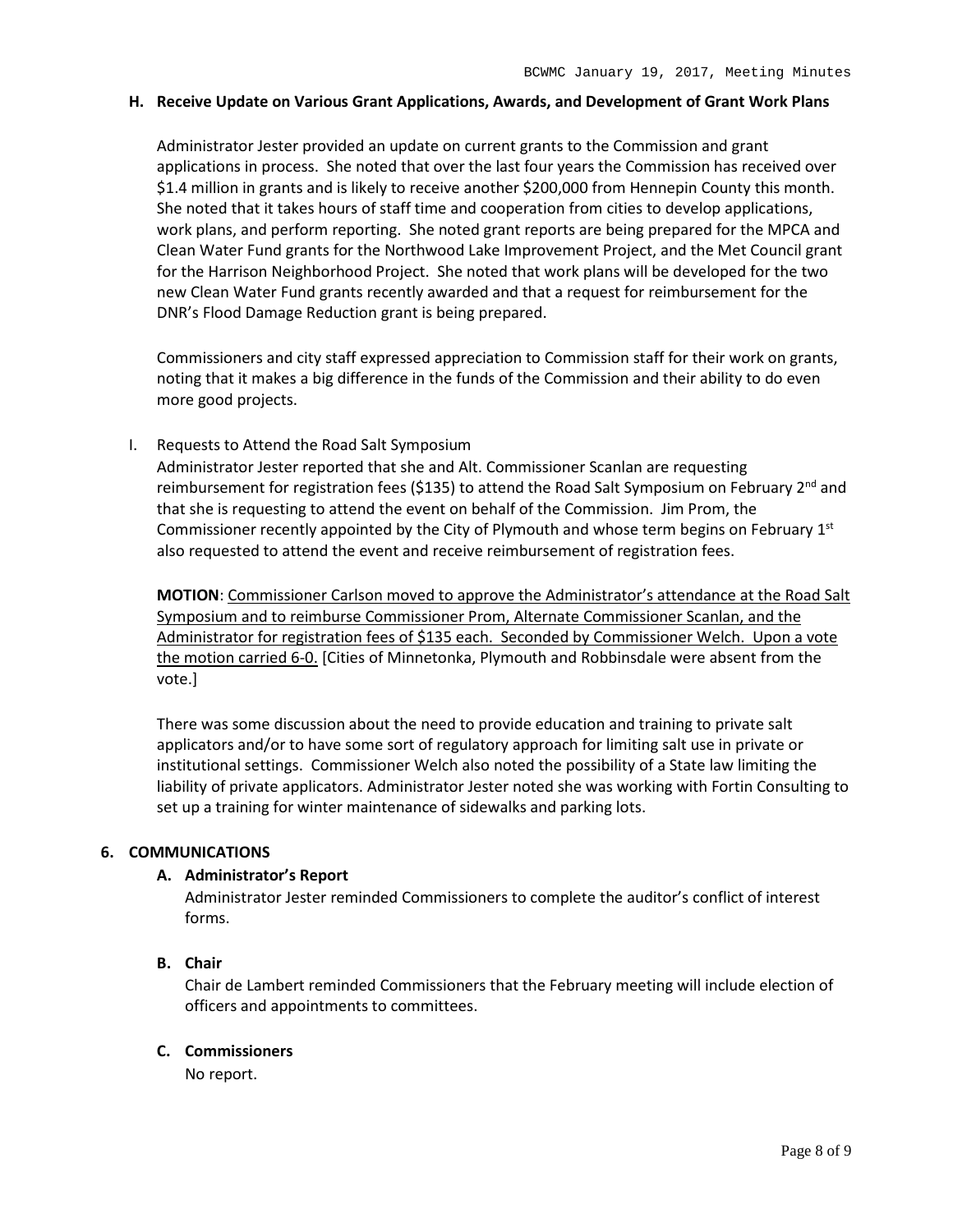**H. Receive Update on Various Grant Applications, Awards, and Development of Grant Work Plans**

Administrator Jester provided an update on current grants to the Commission and grant applications in process. She noted that over the last four years the Commission has received over \$1.4 million in grants and is likely to receive another \$200,000 from Hennepin County this month. She noted that it takes hours of staff time and cooperation from cities to develop applications, work plans, and perform reporting. She noted grant reports are being prepared for the MPCA and Clean Water Fund grants for the Northwood Lake Improvement Project, and the Met Council grant for the Harrison Neighborhood Project. She noted that work plans will be developed for the two new Clean Water Fund grants recently awarded and that a request for reimbursement for the DNR's Flood Damage Reduction grant is being prepared.

Commissioners and city staff expressed appreciation to Commission staff for their work on grants, noting that it makes a big difference in the funds of the Commission and their ability to do even more good projects.

I. Requests to Attend the Road Salt Symposium

Administrator Jester reported that she and Alt. Commissioner Scanlan are requesting reimbursement for registration fees (\$135) to attend the Road Salt Symposium on February 2nd and that she is requesting to attend the event on behalf of the Commission. Jim Prom, the Commissioner recently appointed by the City of Plymouth and whose term begins on February 1st also requested to attend the event and receive reimbursement of registration fees.

**MOTION**: <u>Commissioner Carlson moved to approve the Administrator's attendance at the Road Salt Symposium and to reimburse Commissioner Prom, Alternate Commissioner Scanlan, and the Administrator for registration fees of \$135 each. Seconded by Commissioner Welch. Upon a vote the motion carried 6-0.</u> [Cities of Minnetonka, Plymouth and Robbinsdale were absent from the vote.]

There was some discussion about the need to provide education and training to private salt applicators and/or to have some sort of regulatory approach for limiting salt use in private or institutional settings. Commissioner Welch also noted the possibility of a State law limiting the liability of private applicators. Administrator Jester noted she was working with Fortin Consulting to set up a training for winter maintenance of sidewalks and parking lots.

## 6. COMMUNICATIONS

**A. Administrator's Report**

Administrator Jester reminded Commissioners to complete the auditor's conflict of interest forms.

**B. Chair**

Chair de Lambert reminded Commissioners that the February meeting will include election of officers and appointments to committees.

**C. Commissioners**

No report.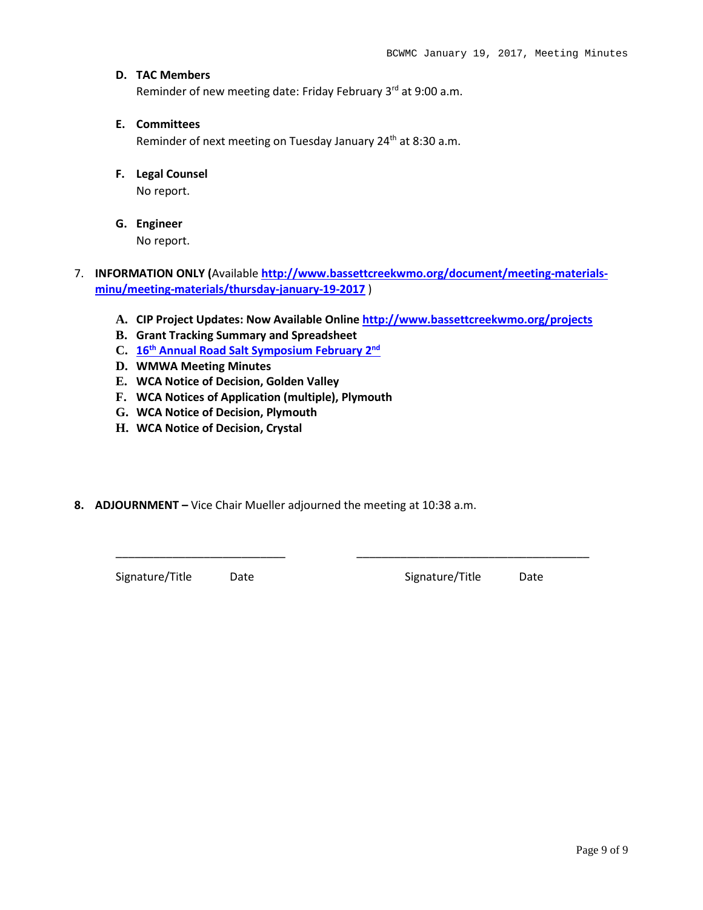**D. TAC Members**

Reminder of new meeting date: Friday February 3rd at 9:00 a.m.

**E. Committees**

Reminder of next meeting on Tuesday January 24th at 8:30 a.m.

**F. Legal Counsel**

No report.

**G. Engineer**

No report.

7. **INFORMATION ONLY (**Available **http://www.bassettcreekwmo.org/document/meeting-materials-minu/meeting-materials/thursday-january-19-2017** )

   **A. CIP Project Updates: Now Available Online http://www.bassettcreekwmo.org/projects**
   **B. Grant Tracking Summary and Spreadsheet**
   **C. 16th Annual Road Salt Symposium February 2nd**
   **D. WMWA Meeting Minutes**
   **E. WCA Notice of Decision, Golden Valley**
   **F. WCA Notices of Application (multiple), Plymouth**
   **G. WCA Notice of Decision, Plymouth**
   **H. WCA Notice of Decision, Crystal**

8. **ADJOURNMENT –** Vice Chair Mueller adjourned the meeting at 10:38 a.m.

_____________________________ _______________________________________

Signature/Title Date Signature/Title Date